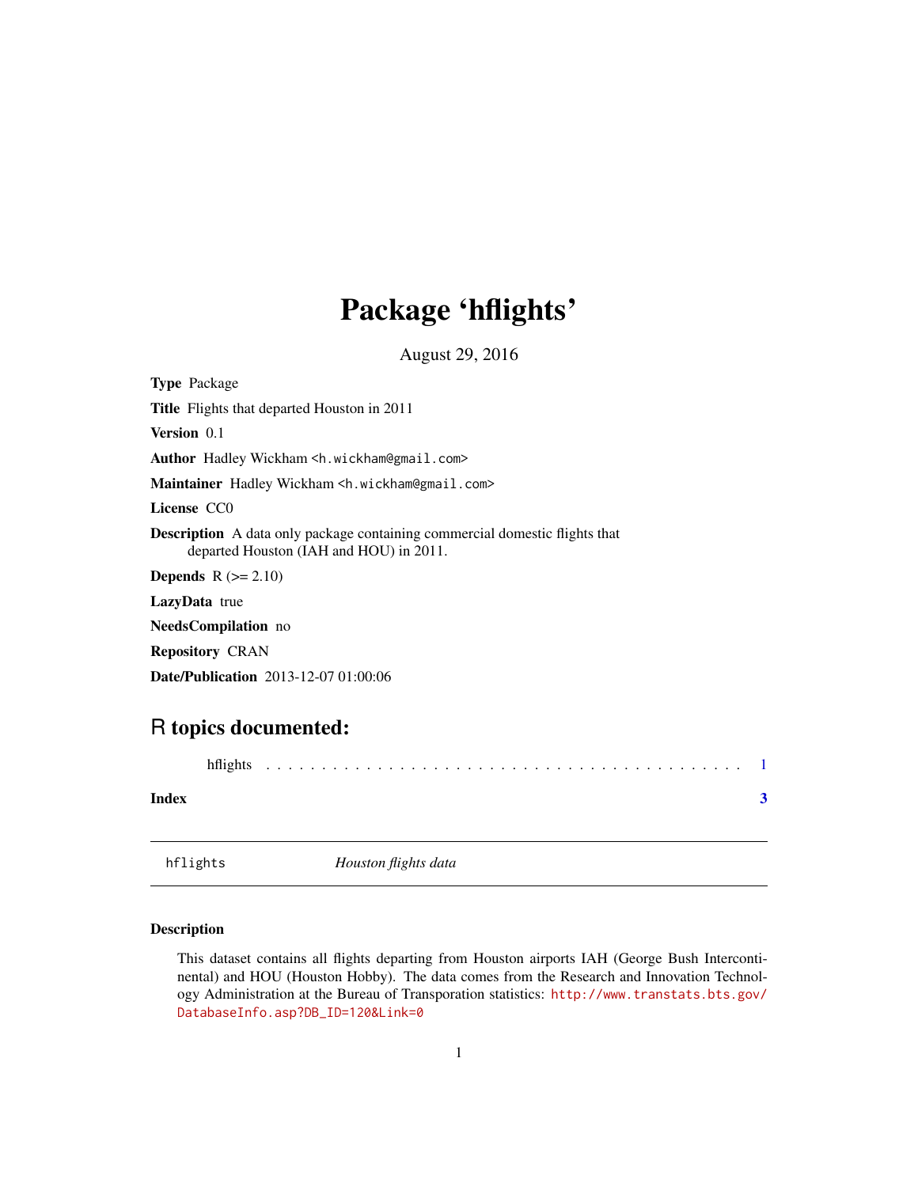# Package 'hflights'

August 29, 2016

**Type** Package

**Title** Flights that departed Houston in 2011

**Version** 0.1

**Author** Hadley Wickham <h.wickham@gmail.com>

**Maintainer** Hadley Wickham <h.wickham@gmail.com>

**License** CC0

**Description** A data only package containing commercial domestic flights that departed Houston (IAH and HOU) in 2011.

**Depends** R (>= 2.10)

**LazyData** true

**NeedsCompilation** no

**Repository** CRAN

**Date/Publication** 2013-12-07 01:00:06

## R topics documented:

hflights . . . . . . . . . . . . . . . . . . . . . . . . . . . . . . . . . . . . . . . . . 1

**Index** **3**

---

`hflights` *Houston flights data*

---

### Description

This dataset contains all flights departing from Houston airports IAH (George Bush Intercontinental) and HOU (Houston Hobby). The data comes from the Research and Innovation Technology Administration at the Bureau of Transporation statistics: `http://www.transtats.bts.gov/DatabaseInfo.asp?DB_ID=120&Link=0`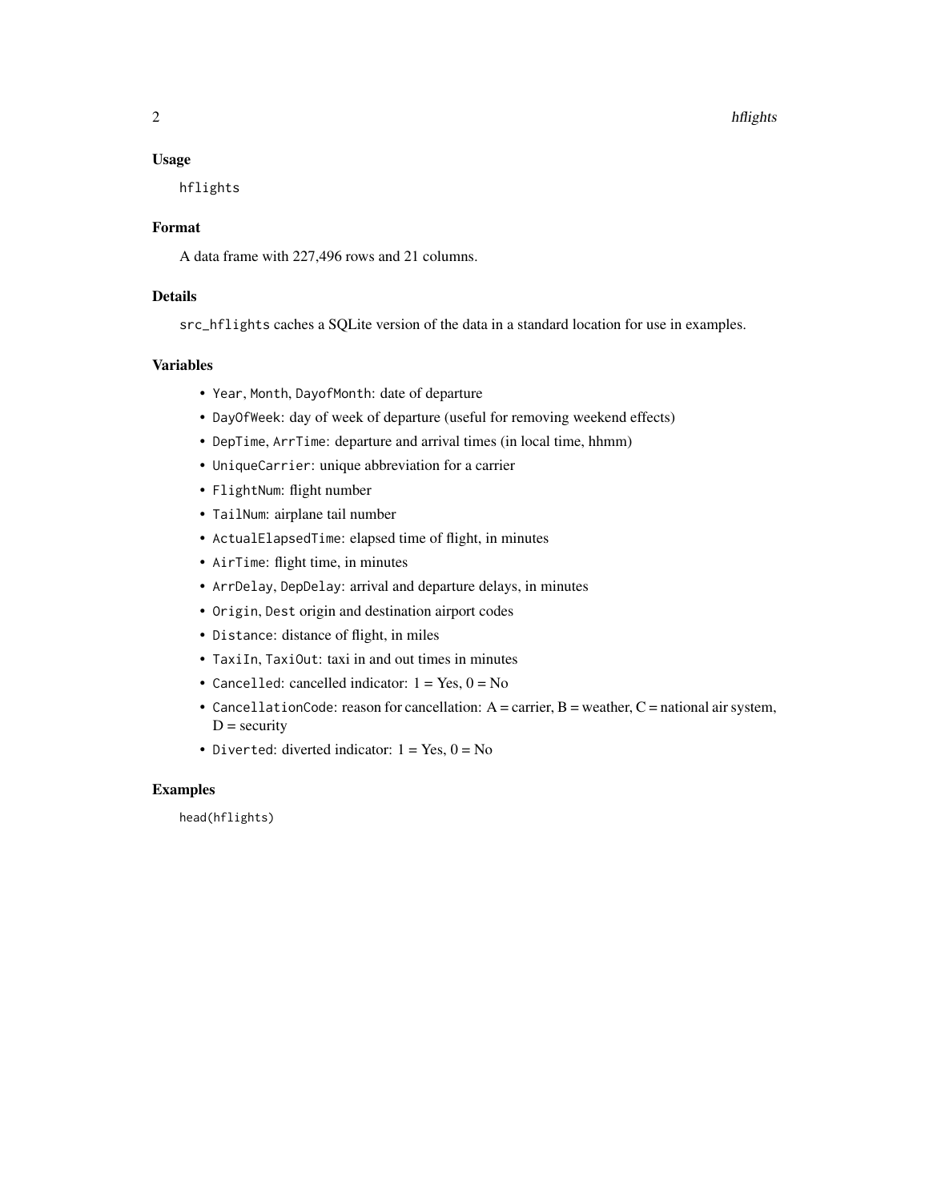## Usage

```
hflights
```

## Format

A data frame with 227,496 rows and 21 columns.

## Details

`src_hflights` caches a SQLite version of the data in a standard location for use in examples.

## Variables

- `Year`, `Month`, `DayofMonth`: date of departure
- `DayOfWeek`: day of week of departure (useful for removing weekend effects)
- `DepTime`, `ArrTime`: departure and arrival times (in local time, hhmm)
- `UniqueCarrier`: unique abbreviation for a carrier
- `FlightNum`: flight number
- `TailNum`: airplane tail number
- `ActualElapsedTime`: elapsed time of flight, in minutes
- `AirTime`: flight time, in minutes
- `ArrDelay`, `DepDelay`: arrival and departure delays, in minutes
- `Origin`, `Dest` origin and destination airport codes
- `Distance`: distance of flight, in miles
- `TaxiIn`, `TaxiOut`: taxi in and out times in minutes
- `Cancelled`: cancelled indicator: 1 = Yes, 0 = No
- `CancellationCode`: reason for cancellation: A = carrier, B = weather, C = national air system, D = security
- `Diverted`: diverted indicator: 1 = Yes, 0 = No

## Examples

```
head(hflights)
```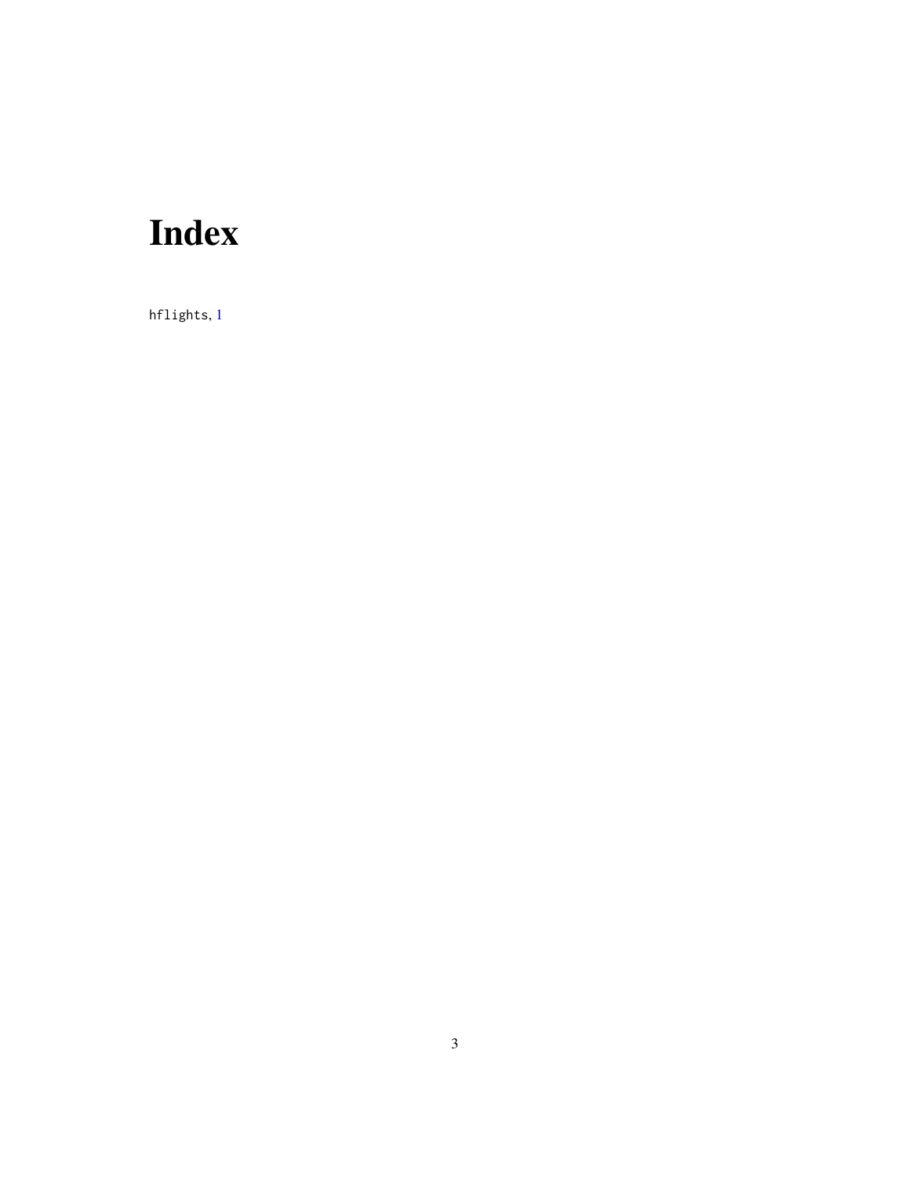# Index

hflights, 1